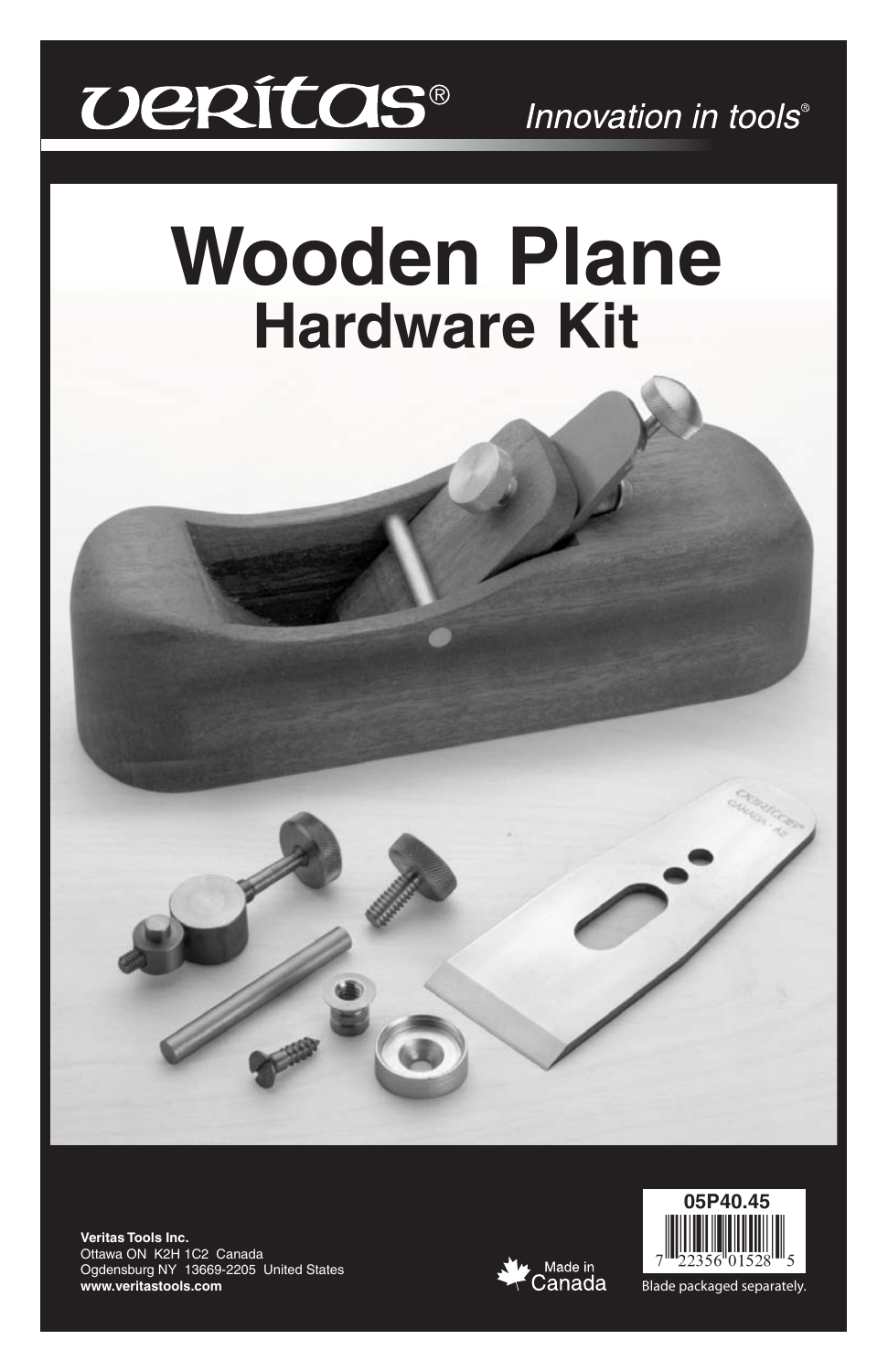veritas®

*Innovation in tools®*

# Wooden Plane
## Hardware Kit

**Veritas Tools Inc.**
Ottawa ON K2H 1C2 Canada
Ogdensburg NY 13669-2205 United States
**www.veritastools.com**

Made in Canada

**05P40.45**

7 22356 01528 5

Blade packaged separately.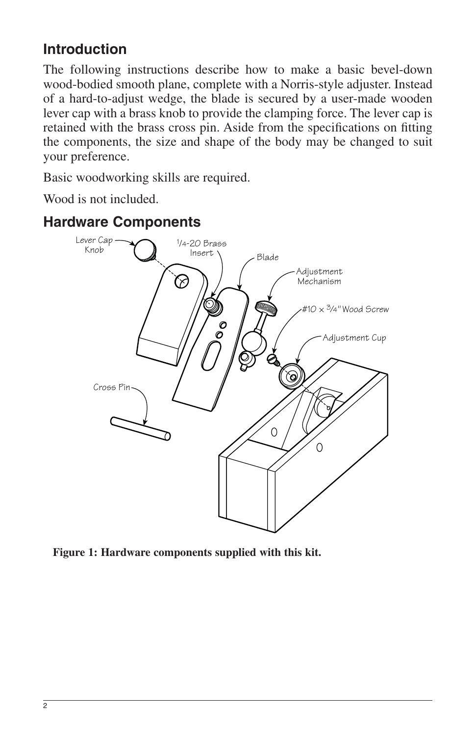## Introduction

The following instructions describe how to make a basic bevel-down wood-bodied smooth plane, complete with a Norris-style adjuster. Instead of a hard-to-adjust wedge, the blade is secured by a user-made wooden lever cap with a brass knob to provide the clamping force. The lever cap is retained with the brass cross pin. Aside from the specifications on fitting the components, the size and shape of the body may be changed to suit your preference.

Basic woodworking skills are required.

Wood is not included.

## Hardware Components

Lever Cap Knob

1/4-20 Brass Insert

Blade

Adjustment Mechanism

#10 × 3/4" Wood Screw

Adjustment Cup

Cross Pin

**Figure 1: Hardware components supplied with this kit.**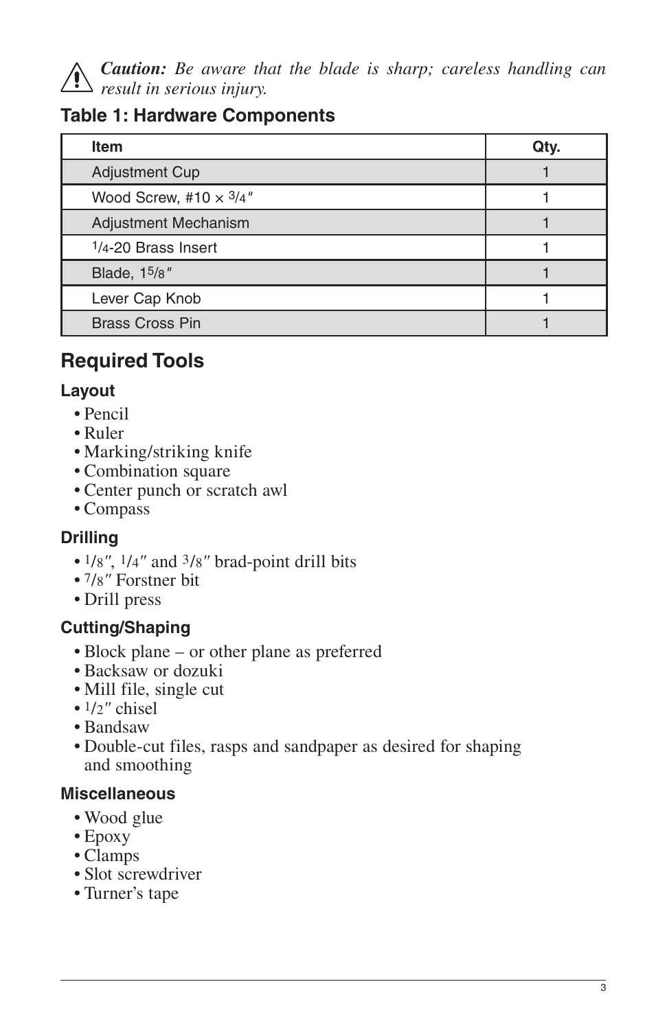⚠ ***Caution:*** *Be aware that the blade is sharp; careless handling can result in serious injury.*

### Table 1: Hardware Components

| Item | Qty. |
| --- | --- |
| Adjustment Cup | 1 |
| Wood Screw, #10 × 3/4″ | 1 |
| Adjustment Mechanism | 1 |
| 1/4-20 Brass Insert | 1 |
| Blade, 1 5/8″ | 1 |
| Lever Cap Knob | 1 |
| Brass Cross Pin | 1 |

## Required Tools

### Layout

- Pencil
- Ruler
- Marking/striking knife
- Combination square
- Center punch or scratch awl
- Compass

### Drilling

- 1/8″, 1/4″ and 3/8″ brad-point drill bits
- 7/8″ Forstner bit
- Drill press

### Cutting/Shaping

- Block plane – or other plane as preferred
- Backsaw or dozuki
- Mill file, single cut
- 1/2″ chisel
- Bandsaw
- Double-cut files, rasps and sandpaper as desired for shaping and smoothing

### Miscellaneous

- Wood glue
- Epoxy
- Clamps
- Slot screwdriver
- Turner's tape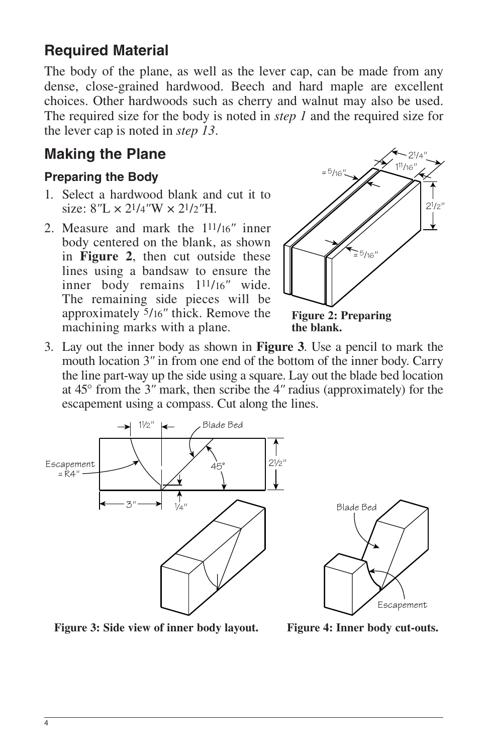## Required Material

The body of the plane, as well as the lever cap, can be made from any dense, close-grained hardwood. Beech and hard maple are excellent choices. Other hardwoods such as cherry and walnut may also be used. The required size for the body is noted in *step 1* and the required size for the lever cap is noted in *step 13*.

## Making the Plane

### Preparing the Body

1. Select a hardwood blank and cut it to size: 8″L × 2¼″W × 2½″H.
2. Measure and mark the 1¹¹⁄₁₆″ inner body centered on the blank, as shown in **Figure 2**, then cut outside these lines using a bandsaw to ensure the inner body remains 1¹¹⁄₁₆″ wide. The remaining side pieces will be approximately ⁵⁄₁₆″ thick. Remove the machining marks with a plane.

**Figure 2: Preparing the blank.**

3. Lay out the inner body as shown in **Figure 3**. Use a pencil to mark the mouth location 3″ in from one end of the bottom of the inner body. Carry the line part-way up the side using a square. Lay out the blade bed location at 45° from the 3″ mark, then scribe the 4″ radius (approximately) for the escapement using a compass. Cut along the lines.

**Figure 3: Side view of inner body layout.**

**Figure 4: Inner body cut-outs.**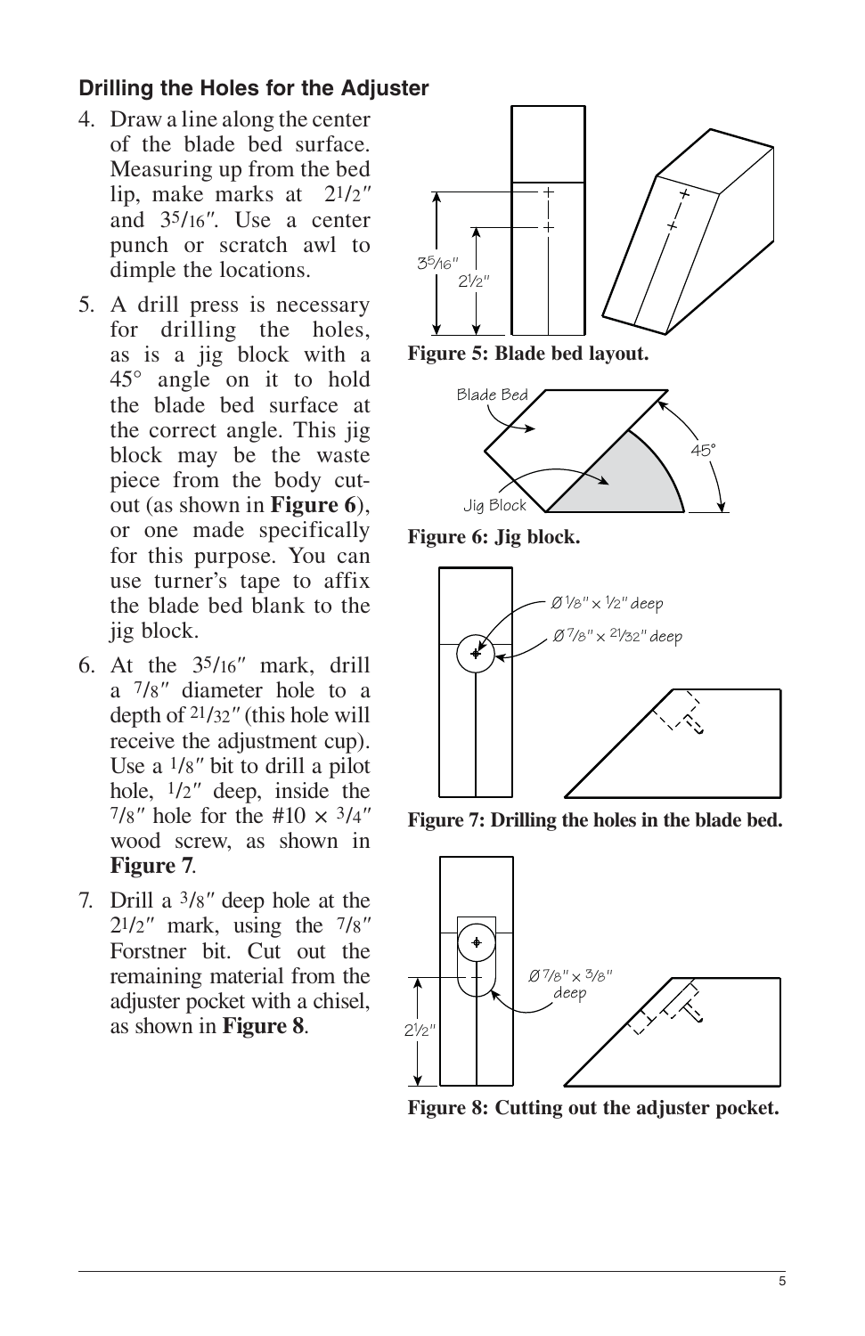### Drilling the Holes for the Adjuster

4. Draw a line along the center of the blade bed surface. Measuring up from the bed lip, make marks at 2 1/2″ and 3 5/16″. Use a center punch or scratch awl to dimple the locations.

5. A drill press is necessary for drilling the holes, as is a jig block with a 45° angle on it to hold the blade bed surface at the correct angle. This jig block may be the waste piece from the body cut-out (as shown in **Figure 6**), or one made specifically for this purpose. You can use turner's tape to affix the blade bed blank to the jig block.

6. At the 3 5/16″ mark, drill a 7/8″ diameter hole to a depth of 21/32″ (this hole will receive the adjustment cup). Use a 1/8″ bit to drill a pilot hole, 1/2″ deep, inside the 7/8″ hole for the #10 × 3/4″ wood screw, as shown in **Figure 7**.

7. Drill a 3/8″ deep hole at the 2 1/2″ mark, using the 7/8″ Forstner bit. Cut out the remaining material from the adjuster pocket with a chisel, as shown in **Figure 8**.

**Figure 5: Blade bed layout.**

**Figure 6: Jig block.**

**Figure 7: Drilling the holes in the blade bed.**

**Figure 8: Cutting out the adjuster pocket.**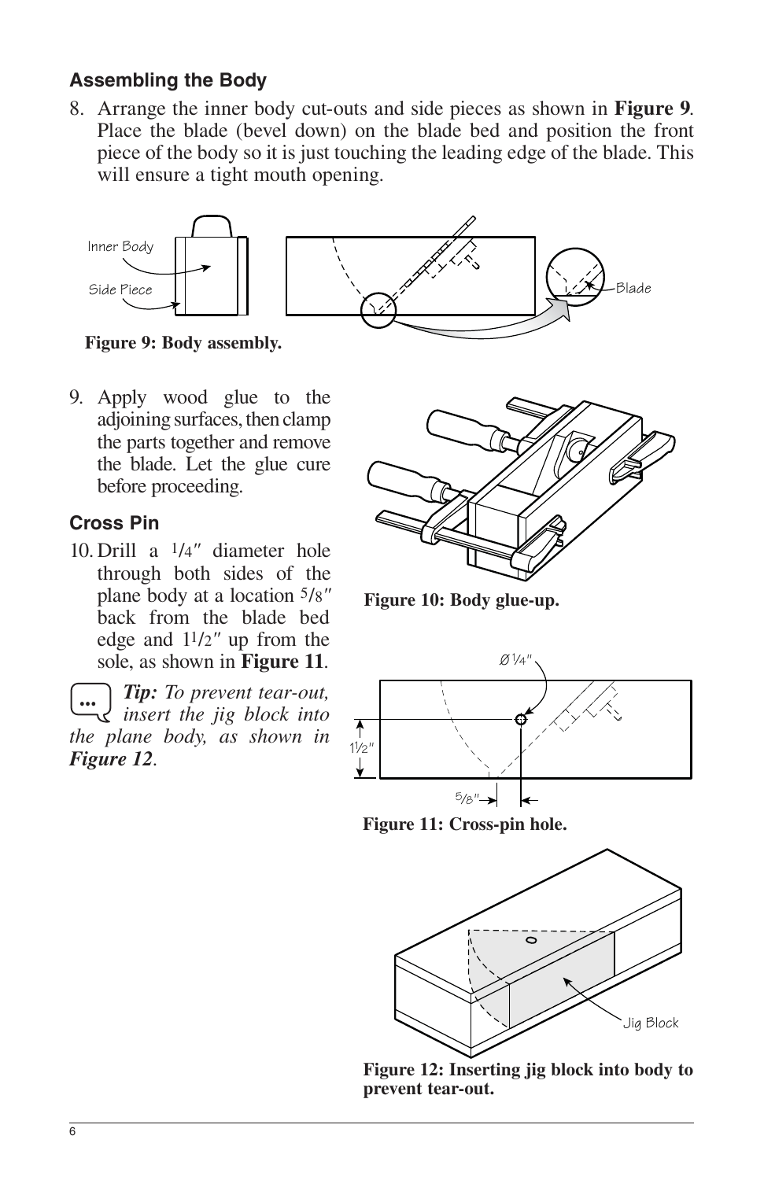### Assembling the Body

8. Arrange the inner body cut-outs and side pieces as shown in **Figure 9**. Place the blade (bevel down) on the blade bed and position the front piece of the body so it is just touching the leading edge of the blade. This will ensure a tight mouth opening.

**Figure 9: Body assembly.**

9. Apply wood glue to the adjoining surfaces, then clamp the parts together and remove the blade. Let the glue cure before proceeding.

**Figure 10: Body glue-up.**

### Cross Pin

10. Drill a 1/4″ diameter hole through both sides of the plane body at a location 5/8″ back from the blade bed edge and 1 1/2″ up from the sole, as shown in **Figure 11**.

***Tip:*** *To prevent tear-out, insert the jig block into the plane body, as shown in **Figure 12**.*

**Figure 11: Cross-pin hole.**

**Figure 12: Inserting jig block into body to prevent tear-out.**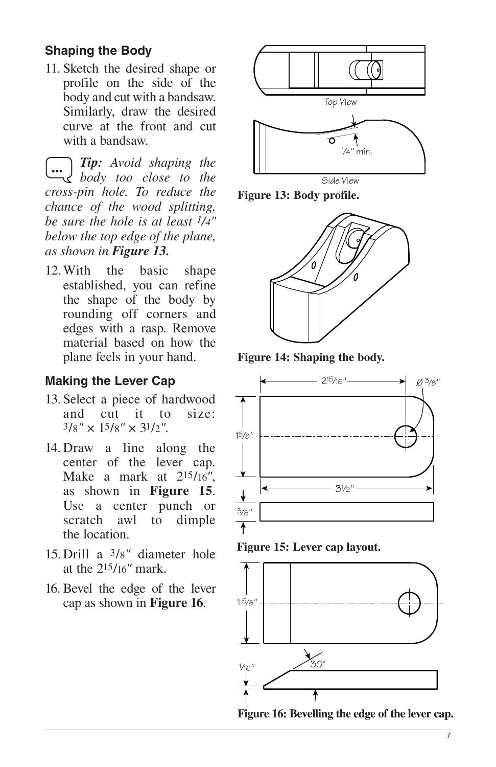## Shaping the Body

11. Sketch the desired shape or profile on the side of the body and cut with a bandsaw. Similarly, draw the desired curve at the front and cut with a bandsaw.

***Tip:*** *Avoid shaping the body too close to the cross-pin hole. To reduce the chance of the wood splitting, be sure the hole is at least 1/4" below the top edge of the plane, as shown in* ***Figure 13.***

12. With the basic shape established, you can refine the shape of the body by rounding off corners and edges with a rasp. Remove material based on how the plane feels in your hand.

## Making the Lever Cap

13. Select a piece of hardwood and cut it to size: 3/8" × 1 5/8" × 3 1/2".
14. Draw a line along the center of the lever cap. Make a mark at 2 15/16", as shown in **Figure 15**. Use a center punch or scratch awl to dimple the location.
15. Drill a 3/8" diameter hole at the 2 15/16" mark.
16. Bevel the edge of the lever cap as shown in **Figure 16**.

Top View

Side View

1/4" min.

**Figure 13: Body profile.**

**Figure 14: Shaping the body.**

2 15/16"

Ø 3/8"

1 5/8"

3 1/2"

3/8"

**Figure 15: Lever cap layout.**

1 5/8"

1/16"

30°

**Figure 16: Bevelling the edge of the lever cap.**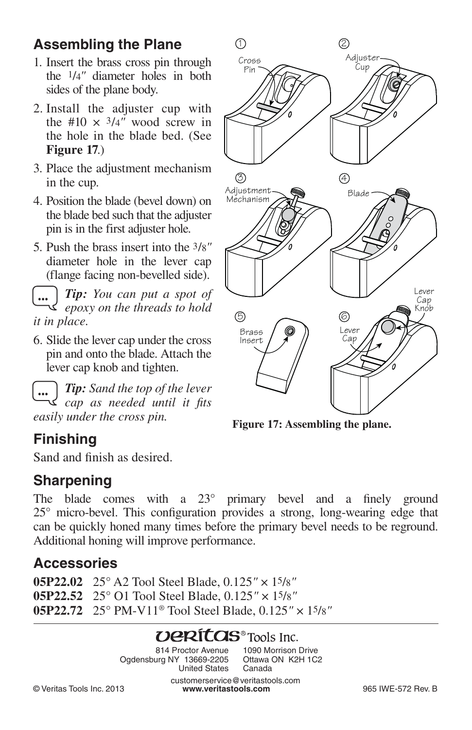## Assembling the Plane

1. Insert the brass cross pin through the 1/4″ diameter holes in both sides of the plane body.
2. Install the adjuster cup with the #10 × 3/4″ wood screw in the hole in the blade bed. (See **Figure 17**.)
3. Place the adjustment mechanism in the cup.
4. Position the blade (bevel down) on the blade bed such that the adjuster pin is in the first adjuster hole.
5. Push the brass insert into the 3/8″ diameter hole in the lever cap (flange facing non-bevelled side).

***Tip:** You can put a spot of epoxy on the threads to hold it in place.*

6. Slide the lever cap under the cross pin and onto the blade. Attach the lever cap knob and tighten.

***Tip:** Sand the top of the lever cap as needed until it fits easily under the cross pin.*

1 Cross Pin
2 Adjuster Cup
3 Adjustment Mechanism
4 Blade
5 Brass Insert
6 Lever Cap, Lever Cap Knob

**Figure 17: Assembling the plane.**

## Finishing

Sand and finish as desired.

## Sharpening

The blade comes with a 23° primary bevel and a finely ground 25° micro-bevel. This configuration provides a strong, long-wearing edge that can be quickly honed many times before the primary bevel needs to be reground. Additional honing will improve performance.

## Accessories

**05P22.02** 25° A2 Tool Steel Blade, 0.125″ × 1 5/8″
**05P22.52** 25° O1 Tool Steel Blade, 0.125″ × 1 5/8″
**05P22.72** 25° PM-V11® Tool Steel Blade, 0.125″ × 1 5/8″

---

Veritas® Tools Inc.

814 Proctor Avenue
Ogdensburg NY 13669-2205
United States

1090 Morrison Drive
Ottawa ON K2H 1C2
Canada

customerservice@veritastools.com
**www.veritastools.com**

© Veritas Tools Inc. 2013

965 IWE-572 Rev. B